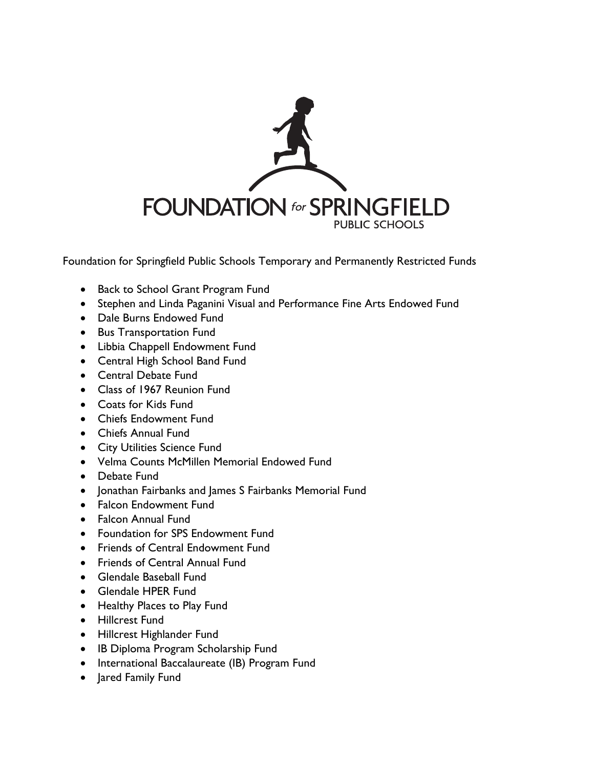FOUNDATION for SPRINGFIELD PUBLIC SCHOOLS

Foundation for Springfield Public Schools Temporary and Permanently Restricted Funds

- Back to School Grant Program Fund
- Stephen and Linda Paganini Visual and Performance Fine Arts Endowed Fund
- Dale Burns Endowed Fund
- Bus Transportation Fund
- Libbia Chappell Endowment Fund
- Central High School Band Fund
- Central Debate Fund
- Class of 1967 Reunion Fund
- Coats for Kids Fund
- Chiefs Endowment Fund
- Chiefs Annual Fund
- City Utilities Science Fund
- Velma Counts McMillen Memorial Endowed Fund
- Debate Fund
- Jonathan Fairbanks and James S Fairbanks Memorial Fund
- Falcon Endowment Fund
- Falcon Annual Fund
- Foundation for SPS Endowment Fund
- Friends of Central Endowment Fund
- Friends of Central Annual Fund
- Glendale Baseball Fund
- Glendale HPER Fund
- Healthy Places to Play Fund
- Hillcrest Fund
- Hillcrest Highlander Fund
- IB Diploma Program Scholarship Fund
- International Baccalaureate (IB) Program Fund
- Jared Family Fund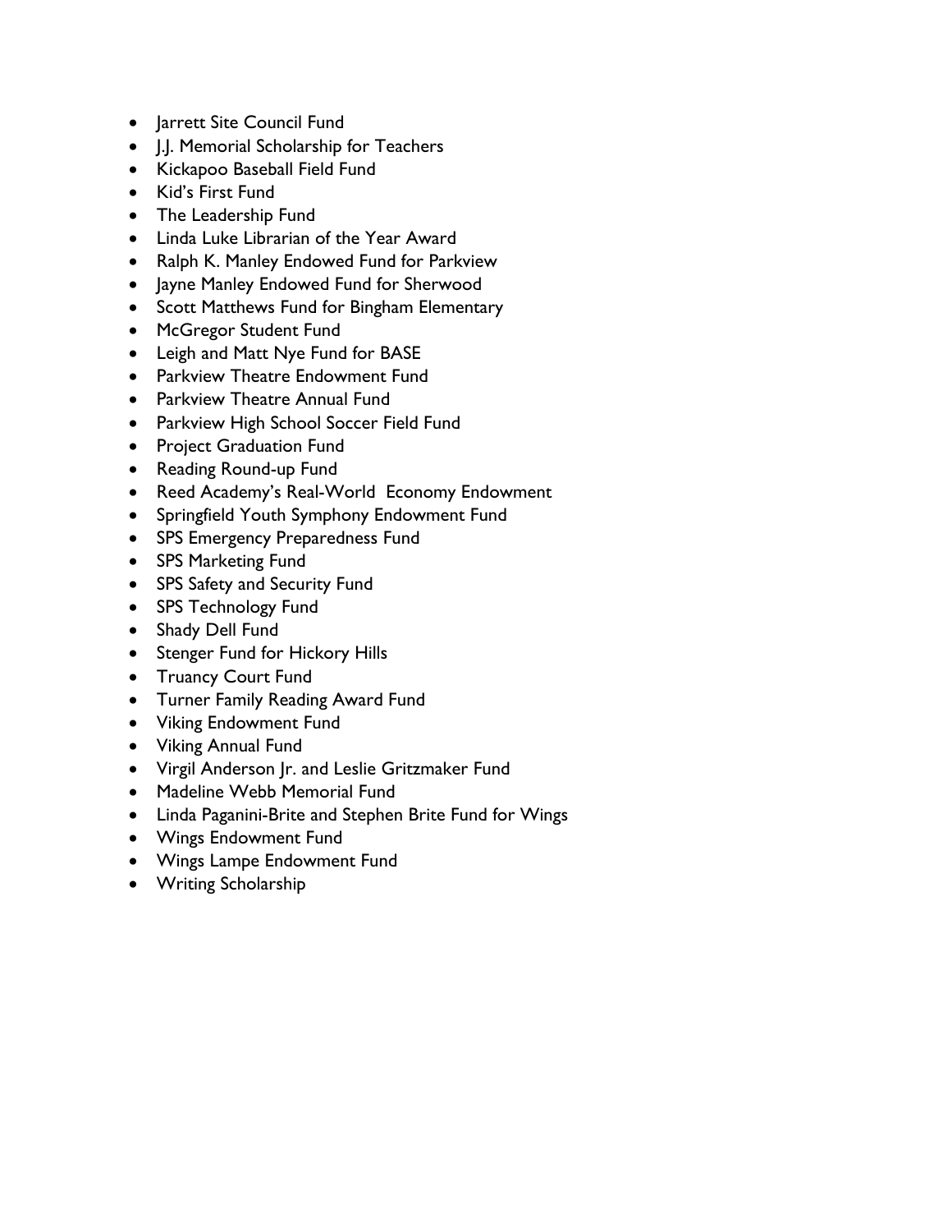- Jarrett Site Council Fund
- J.J. Memorial Scholarship for Teachers
- Kickapoo Baseball Field Fund
- Kid's First Fund
- The Leadership Fund
- Linda Luke Librarian of the Year Award
- Ralph K. Manley Endowed Fund for Parkview
- Jayne Manley Endowed Fund for Sherwood
- Scott Matthews Fund for Bingham Elementary
- McGregor Student Fund
- Leigh and Matt Nye Fund for BASE
- Parkview Theatre Endowment Fund
- Parkview Theatre Annual Fund
- Parkview High School Soccer Field Fund
- Project Graduation Fund
- Reading Round-up Fund
- Reed Academy's Real-World Economy Endowment
- Springfield Youth Symphony Endowment Fund
- SPS Emergency Preparedness Fund
- SPS Marketing Fund
- SPS Safety and Security Fund
- SPS Technology Fund
- Shady Dell Fund
- Stenger Fund for Hickory Hills
- Truancy Court Fund
- Turner Family Reading Award Fund
- Viking Endowment Fund
- Viking Annual Fund
- Virgil Anderson Jr. and Leslie Gritzmaker Fund
- Madeline Webb Memorial Fund
- Linda Paganini-Brite and Stephen Brite Fund for Wings
- Wings Endowment Fund
- Wings Lampe Endowment Fund
- Writing Scholarship